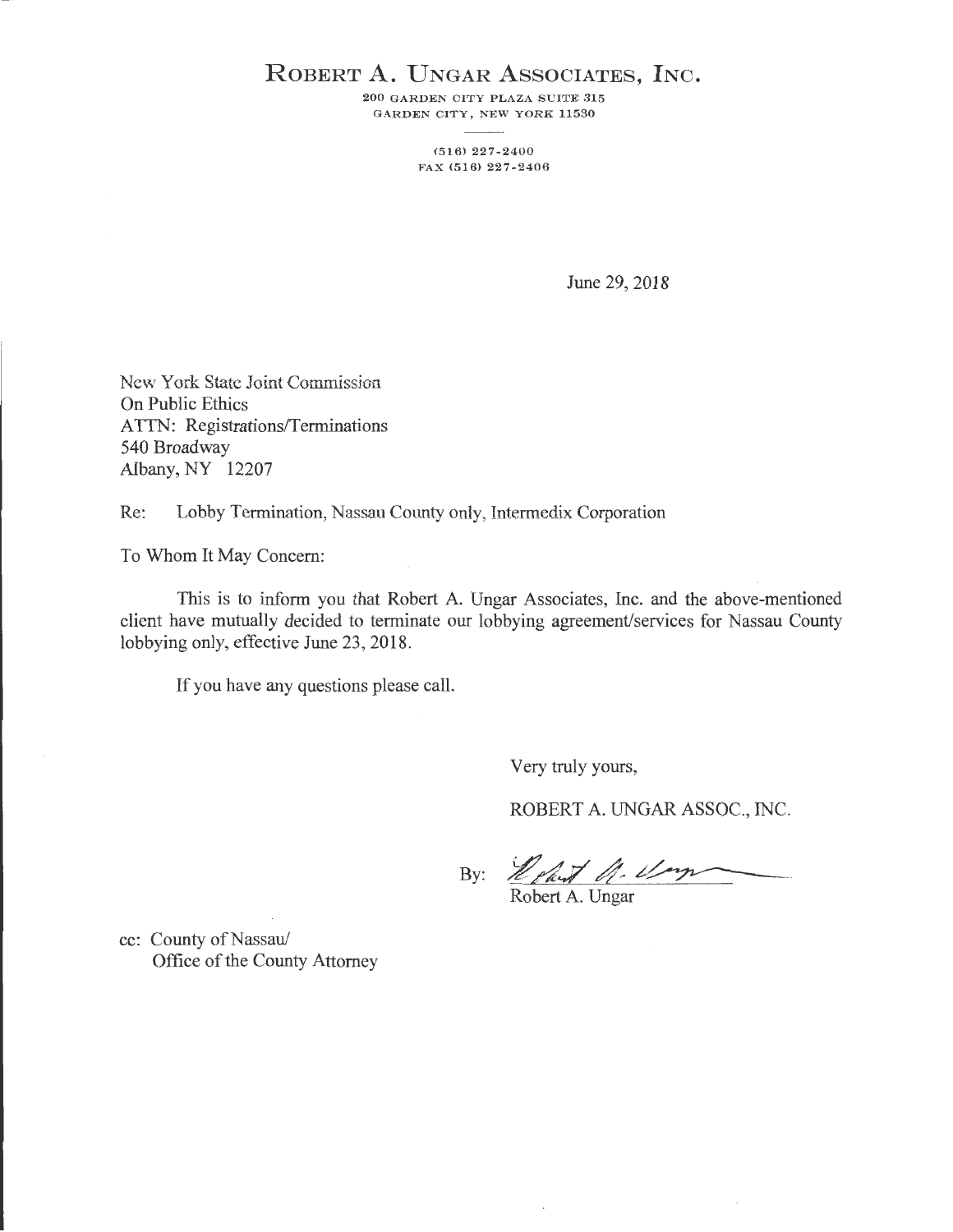# ROBERT A. UNGAR ASSOCIATES, INC.

200 GARDEN CITY PLAZA SUITE 315
GARDEN CITY, NEW YORK 11530

(516) 227-2400
FAX (516) 227-2406

June 29, 2018

New York State Joint Commission
On Public Ethics
ATTN: Registrations/Terminations
540 Broadway
Albany, NY 12207

Re: Lobby Termination, Nassau County only, Intermedix Corporation

To Whom It May Concern:

This is to inform you that Robert A. Ungar Associates, Inc. and the above-mentioned client have mutually decided to terminate our lobbying agreement/services for Nassau County lobbying only, effective June 23, 2018.

If you have any questions please call.

Very truly yours,

ROBERT A. UNGAR ASSOC., INC.

By: Robert A. Ungar

cc: County of Nassau/
Office of the County Attorney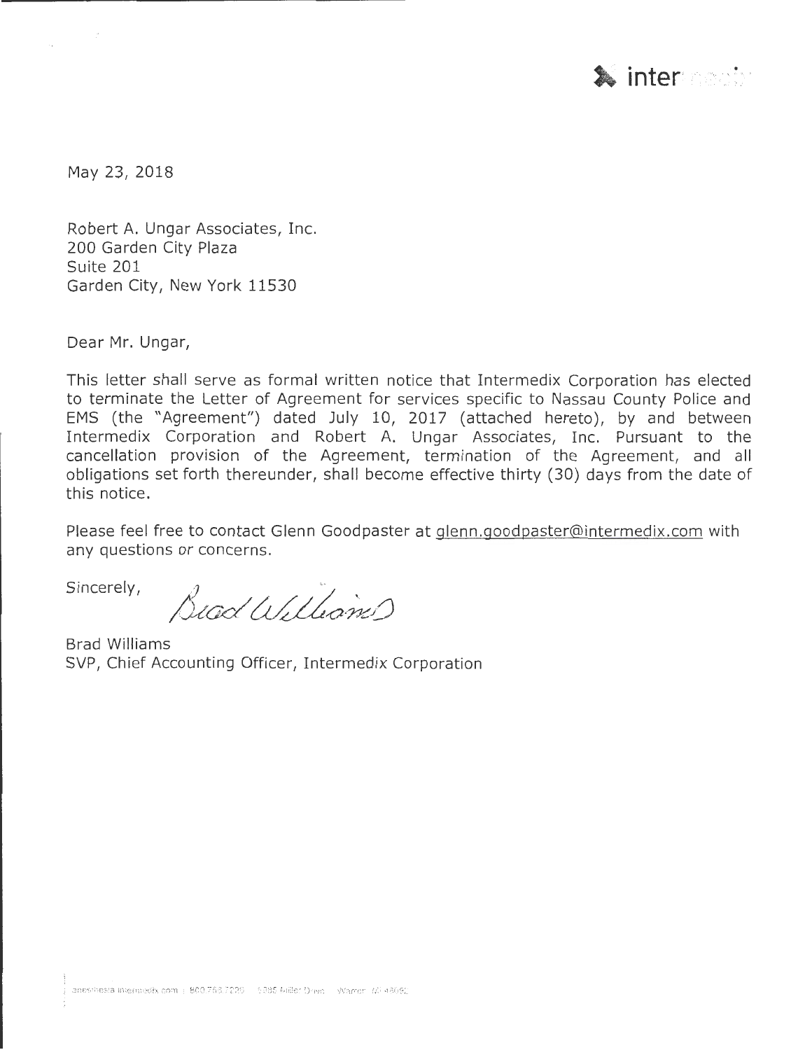May 23, 2018

Robert A. Ungar Associates, Inc.
200 Garden City Plaza
Suite 201
Garden City, New York 11530

Dear Mr. Ungar,

This letter shall serve as formal written notice that Intermedix Corporation has elected to terminate the Letter of Agreement for services specific to Nassau County Police and EMS (the "Agreement") dated July 10, 2017 (attached hereto), by and between Intermedix Corporation and Robert A. Ungar Associates, Inc. Pursuant to the cancellation provision of the Agreement, termination of the Agreement, and all obligations set forth thereunder, shall become effective thirty (30) days from the date of this notice.

Please feel free to contact Glenn Goodpaster at glenn.goodpaster@intermedix.com with any questions or concerns.

Sincerely,

Brad Williams

Brad Williams
SVP, Chief Accounting Officer, Intermedix Corporation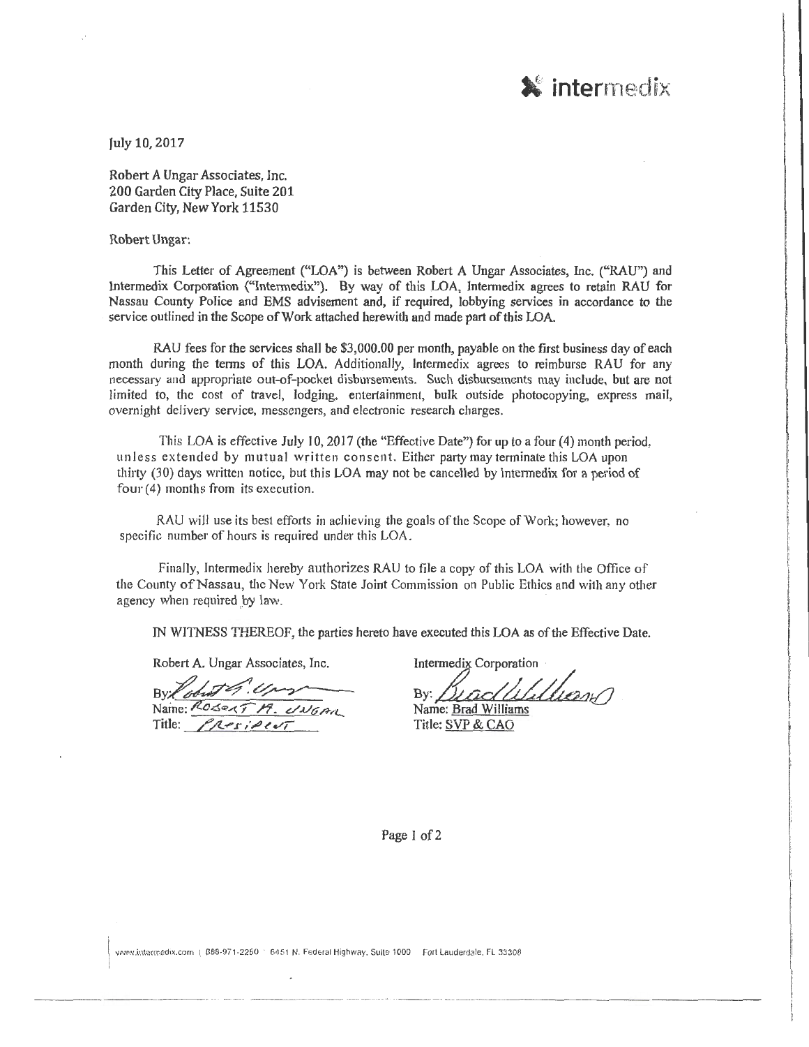intermedix

July 10, 2017

Robert A Ungar Associates, Inc.
200 Garden City Place, Suite 201
Garden City, New York 11530

Robert Ungar:

This Letter of Agreement ("LOA") is between Robert A Ungar Associates, Inc. ("RAU") and Intermedix Corporation ("Intermedix"). By way of this LOA, Intermedix agrees to retain RAU for Nassau County Police and EMS advisement and, if required, lobbying services in accordance to the service outlined in the Scope of Work attached herewith and made part of this LOA.

RAU fees for the services shall be $3,000.00 per month, payable on the first business day of each month during the terms of this LOA. Additionally, Intermedix agrees to reimburse RAU for any necessary and appropriate out-of-pocket disbursements. Such disbursements may include, but are not limited to, the cost of travel, lodging, entertainment, bulk outside photocopying, express mail, overnight delivery service, messengers, and electronic research charges.

This LOA is effective July 10, 2017 (the "Effective Date") for up to a four (4) month period, unless extended by mutual written consent. Either party may terminate this LOA upon thirty (30) days written notice, but this LOA may not be cancelled by Intermedix for a period of four (4) months from its execution.

RAU will use its best efforts in achieving the goals of the Scope of Work; however, no specific number of hours is required under this LOA.

Finally, Intermedix hereby authorizes RAU to file a copy of this LOA with the Office of the County of Nassau, the New York State Joint Commission on Public Ethics and with any other agency when required by law.

IN WITNESS THEREOF, the parties hereto have executed this LOA as of the Effective Date.

| Robert A. Ungar Associates, Inc. | Intermedix Corporation |
|---|---|
| By: *(signature)* | By: *(signature)* |
| Name: ROBERT A. UNGAR | Name: Brad Williams |
| Title: PRESIDENT | Title: SVP & CAO |

www.intermedix.com | 888-971-2250 | 6451 N. Federal Highway, Suite 1000 Fort Lauderdale, FL 33308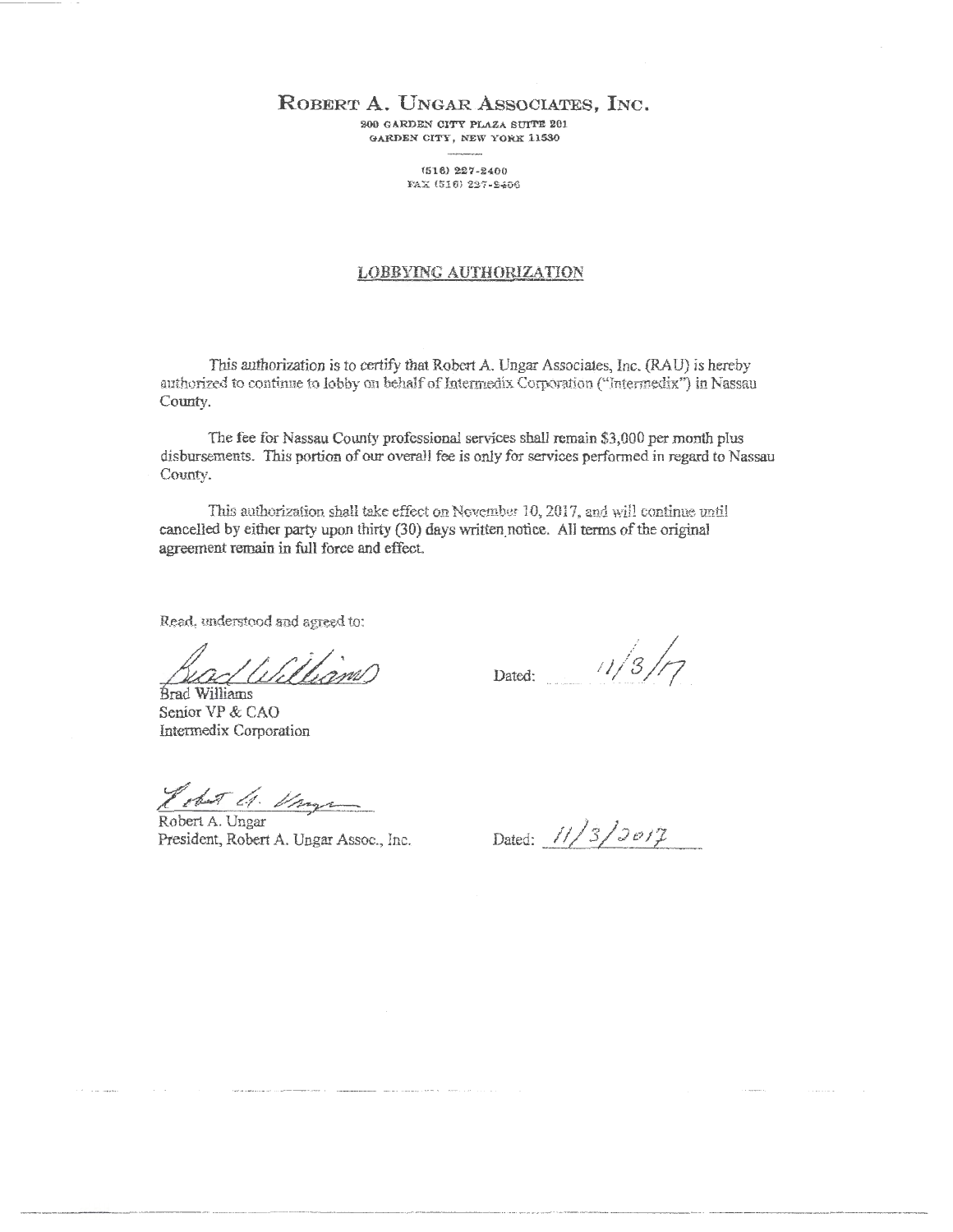# Robert A. Ungar Associates, Inc.

200 GARDEN CITY PLAZA SUITE 201
GARDEN CITY, NEW YORK 11530

(516) 227-2400
FAX (516) 227-2406

## LOBBYING AUTHORIZATION

This authorization is to certify that Robert A. Ungar Associates, Inc. (RAU) is hereby authorized to continue to lobby on behalf of Intermedix Corporation ("Intermedix") in Nassau County.

The fee for Nassau County professional services shall remain $3,000 per month plus disbursements. This portion of our overall fee is only for services performed in regard to Nassau County.

This authorization shall take effect on November 10, 2017, and will continue until cancelled by either party upon thirty (30) days written notice. All terms of the original agreement remain in full force and effect.

Read, understood and agreed to:

Brad Williams
Senior VP & CAO
Intermedix Corporation

Dated: 11/3/17

Robert A. Ungar
President, Robert A. Ungar Assoc., Inc.

Dated: 11/3/2017